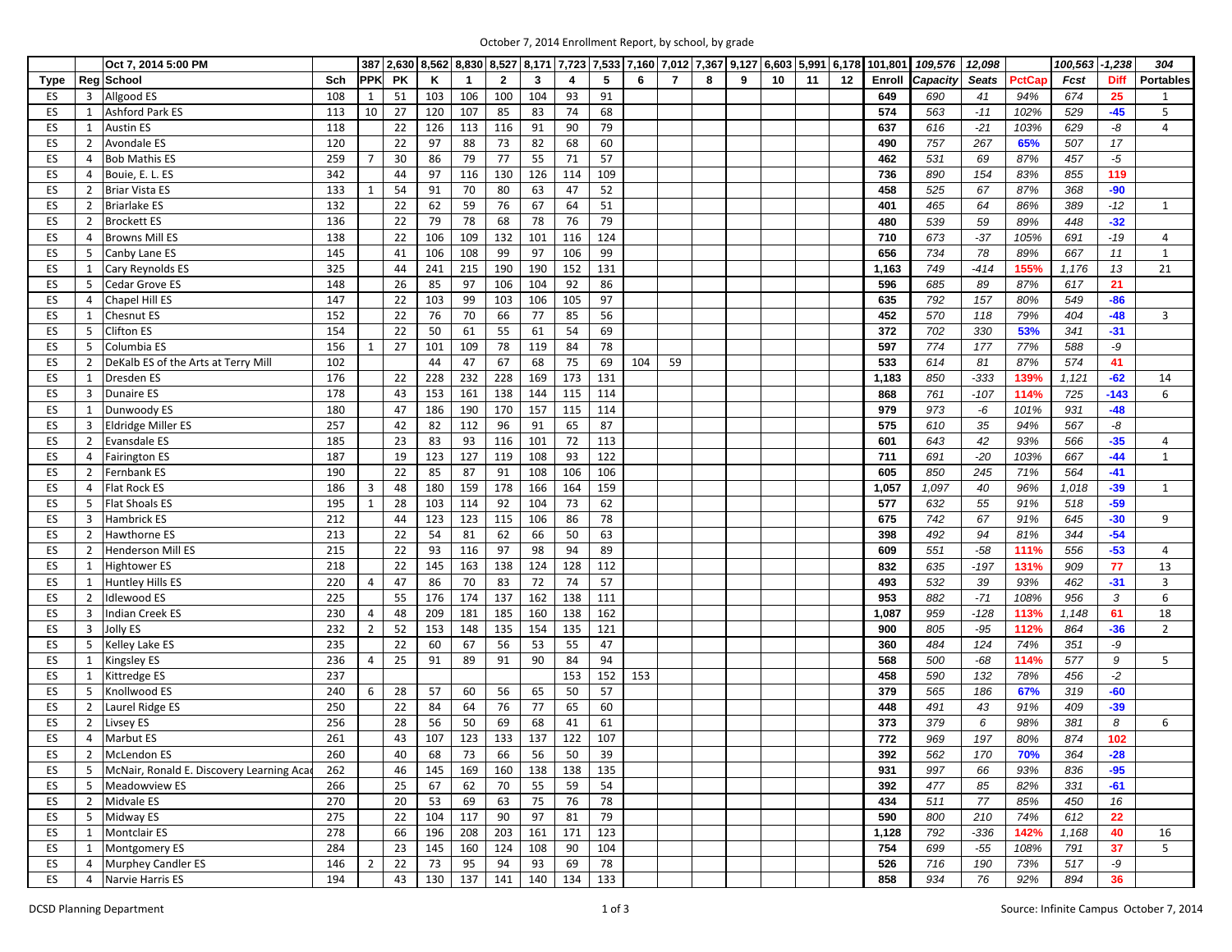October 7, 2014 Enrollment Report, by school, by grade

| Type | Reg | School | Sch | PPK | PK | K | 1 | 2 | 3 | 4 | 5 | 6 | 7 | 8 | 9 | 10 | 11 | 12 | Enroll | Capacity | Seats | PctCap | Fcst | Diff | Portables |
|---|---|---|---|---|---|---|---|---|---|---|---|---|---|---|---|---|---|---|---|---|---|---|---|---|---|
| | | Oct 7, 2014 5:00 PM | | 387 | 2,630 | 8,562 | 8,830 | 8,527 | 8,171 | 7,723 | 7,533 | 7,160 | 7,012 | 7,367 | 9,127 | 6,603 | 5,991 | 6,178 | 101,801 | 109,576 | 12,098 | | 100,563 | -1,238 | 304 |
| ES | 3 | Allgood ES | 108 | 1 | 51 | 103 | 106 | 100 | 104 | 93 | 91 | | | | | | | | 649 | 690 | 41 | 94% | 674 | 25 | 1 |
| ES | 1 | Ashford Park ES | 113 | 10 | 27 | 120 | 107 | 85 | 83 | 74 | 68 | | | | | | | | 574 | 563 | -11 | 102% | 529 | -45 | 5 |
| ES | 1 | Austin ES | 118 | | 22 | 126 | 113 | 116 | 91 | 90 | 79 | | | | | | | | 637 | 616 | -21 | 103% | 629 | -8 | 4 |
| ES | 2 | Avondale ES | 120 | | 22 | 97 | 88 | 73 | 82 | 68 | 60 | | | | | | | | 490 | 757 | 267 | 65% | 507 | 17 | |
| ES | 4 | Bob Mathis ES | 259 | 7 | 30 | 86 | 79 | 77 | 55 | 71 | 57 | | | | | | | | 462 | 531 | 69 | 87% | 457 | -5 | |
| ES | 4 | Bouie, E. L. ES | 342 | | 44 | 97 | 116 | 130 | 126 | 114 | 109 | | | | | | | | 736 | 890 | 154 | 83% | 855 | 119 | |
| ES | 2 | Briar Vista ES | 133 | 1 | 54 | 91 | 70 | 80 | 63 | 47 | 52 | | | | | | | | 458 | 525 | 67 | 87% | 368 | -90 | |
| ES | 2 | Briarlake ES | 132 | | 22 | 62 | 59 | 76 | 67 | 64 | 51 | | | | | | | | 401 | 465 | 64 | 86% | 389 | -12 | 1 |
| ES | 2 | Brockett ES | 136 | | 22 | 79 | 78 | 68 | 78 | 76 | 79 | | | | | | | | 480 | 539 | 59 | 89% | 448 | -32 | |
| ES | 4 | Browns Mill ES | 138 | | 22 | 106 | 109 | 132 | 101 | 116 | 124 | | | | | | | | 710 | 673 | -37 | 105% | 691 | -19 | 4 |
| ES | 5 | Canby Lane ES | 145 | | 41 | 106 | 108 | 99 | 97 | 106 | 99 | | | | | | | | 656 | 734 | 78 | 89% | 667 | 11 | 1 |
| ES | 1 | Cary Reynolds ES | 325 | | 44 | 241 | 215 | 190 | 190 | 152 | 131 | | | | | | | | 1,163 | 749 | -414 | 155% | 1,176 | 13 | 21 |
| ES | 5 | Cedar Grove ES | 148 | | 26 | 85 | 97 | 106 | 104 | 92 | 86 | | | | | | | | 596 | 685 | 89 | 87% | 617 | 21 | |
| ES | 4 | Chapel Hill ES | 147 | | 22 | 103 | 99 | 103 | 106 | 105 | 97 | | | | | | | | 635 | 792 | 157 | 80% | 549 | -86 | |
| ES | 1 | Chesnut ES | 152 | | 22 | 76 | 70 | 66 | 77 | 85 | 56 | | | | | | | | 452 | 570 | 118 | 79% | 404 | -48 | 3 |
| ES | 5 | Clifton ES | 154 | | 22 | 50 | 61 | 55 | 61 | 54 | 69 | | | | | | | | 372 | 702 | 330 | 53% | 341 | -31 | |
| ES | 5 | Columbia ES | 156 | 1 | 27 | 101 | 109 | 78 | 119 | 84 | 78 | | | | | | | | 597 | 774 | 177 | 77% | 588 | -9 | |
| ES | 2 | DeKalb ES of the Arts at Terry Mill | 102 | | | 44 | 47 | 67 | 68 | 75 | 69 | 104 | 59 | | | | | | 533 | 614 | 81 | 87% | 574 | 41 | |
| ES | 1 | Dresden ES | 176 | | 22 | 228 | 232 | 228 | 169 | 173 | 131 | | | | | | | | 1,183 | 850 | -333 | 139% | 1,121 | -62 | 14 |
| ES | 3 | Dunaire ES | 178 | | 43 | 153 | 161 | 138 | 144 | 115 | 114 | | | | | | | | 868 | 761 | -107 | 114% | 725 | -143 | 6 |
| ES | 1 | Dunwoody ES | 180 | | 47 | 186 | 190 | 170 | 157 | 115 | 114 | | | | | | | | 979 | 973 | -6 | 101% | 931 | -48 | |
| ES | 3 | Eldridge Miller ES | 257 | | 42 | 82 | 112 | 96 | 91 | 65 | 87 | | | | | | | | 575 | 610 | 35 | 94% | 567 | -8 | |
| ES | 2 | Evansdale ES | 185 | | 23 | 83 | 93 | 116 | 101 | 72 | 113 | | | | | | | | 601 | 643 | 42 | 93% | 566 | -35 | 4 |
| ES | 4 | Fairington ES | 187 | | 19 | 123 | 127 | 119 | 108 | 93 | 122 | | | | | | | | 711 | 691 | -20 | 103% | 667 | -44 | 1 |
| ES | 2 | Fernbank ES | 190 | | 22 | 85 | 87 | 91 | 108 | 106 | 106 | | | | | | | | 605 | 850 | 245 | 71% | 564 | -41 | |
| ES | 4 | Flat Rock ES | 186 | 3 | 48 | 180 | 159 | 178 | 166 | 164 | 159 | | | | | | | | 1,057 | 1,097 | 40 | 96% | 1,018 | -39 | 1 |
| ES | 5 | Flat Shoals ES | 195 | 1 | 28 | 103 | 114 | 92 | 104 | 73 | 62 | | | | | | | | 577 | 632 | 55 | 91% | 518 | -59 | |
| ES | 3 | Hambrick ES | 212 | | 44 | 123 | 123 | 115 | 106 | 86 | 78 | | | | | | | | 675 | 742 | 67 | 91% | 645 | -30 | 9 |
| ES | 2 | Hawthorne ES | 213 | | 22 | 54 | 81 | 62 | 66 | 50 | 63 | | | | | | | | 398 | 492 | 94 | 81% | 344 | -54 | |
| ES | 2 | Henderson Mill ES | 215 | | 22 | 93 | 116 | 97 | 98 | 94 | 89 | | | | | | | | 609 | 551 | -58 | 111% | 556 | -53 | 4 |
| ES | 1 | Hightower ES | 218 | | 22 | 145 | 163 | 138 | 124 | 128 | 112 | | | | | | | | 832 | 635 | -197 | 131% | 909 | 77 | 13 |
| ES | 1 | Huntley Hills ES | 220 | 4 | 47 | 86 | 70 | 83 | 72 | 74 | 57 | | | | | | | | 493 | 532 | 39 | 93% | 462 | -31 | 3 |
| ES | 2 | Idlewood ES | 225 | | 55 | 176 | 174 | 137 | 162 | 138 | 111 | | | | | | | | 953 | 882 | -71 | 108% | 956 | 3 | 6 |
| ES | 3 | Indian Creek ES | 230 | 4 | 48 | 209 | 181 | 185 | 160 | 138 | 162 | | | | | | | | 1,087 | 959 | -128 | 113% | 1,148 | 61 | 18 |
| ES | 3 | Jolly ES | 232 | 2 | 52 | 153 | 148 | 135 | 154 | 135 | 121 | | | | | | | | 900 | 805 | -95 | 112% | 864 | -36 | 2 |
| ES | 5 | Kelley Lake ES | 235 | | 22 | 60 | 67 | 56 | 53 | 55 | 47 | | | | | | | | 360 | 484 | 124 | 74% | 351 | -9 | |
| ES | 1 | Kingsley ES | 236 | 4 | 25 | 91 | 89 | 91 | 90 | 84 | 94 | | | | | | | | 568 | 500 | -68 | 114% | 577 | 9 | 5 |
| ES | 1 | Kittredge ES | 237 | | | | | | | 153 | 152 | 153 | | | | | | | 458 | 590 | 132 | 78% | 456 | -2 | |
| ES | 5 | Knollwood ES | 240 | 6 | 28 | 57 | 60 | 56 | 65 | 50 | 57 | | | | | | | | 379 | 565 | 186 | 67% | 319 | -60 | |
| ES | 2 | Laurel Ridge ES | 250 | | 22 | 84 | 64 | 76 | 77 | 65 | 60 | | | | | | | | 448 | 491 | 43 | 91% | 409 | -39 | |
| ES | 2 | Livsey ES | 256 | | 28 | 56 | 50 | 69 | 68 | 41 | 61 | | | | | | | | 373 | 379 | 6 | 98% | 381 | 8 | 6 |
| ES | 4 | Marbut ES | 261 | | 43 | 107 | 123 | 133 | 137 | 122 | 107 | | | | | | | | 772 | 969 | 197 | 80% | 874 | 102 | |
| ES | 2 | McLendon ES | 260 | | 40 | 68 | 73 | 66 | 56 | 50 | 39 | | | | | | | | 392 | 562 | 170 | 70% | 364 | -28 | |
| ES | 5 | McNair, Ronald E. Discovery Learning Aca | 262 | | 46 | 145 | 169 | 160 | 138 | 138 | 135 | | | | | | | | 931 | 997 | 66 | 93% | 836 | -95 | |
| ES | 5 | Meadowview ES | 266 | | 25 | 67 | 62 | 70 | 55 | 59 | 54 | | | | | | | | 392 | 477 | 85 | 82% | 331 | -61 | |
| ES | 2 | Midvale ES | 270 | | 20 | 53 | 69 | 63 | 75 | 76 | 78 | | | | | | | | 434 | 511 | 77 | 85% | 450 | 16 | |
| ES | 5 | Midway ES | 275 | | 22 | 104 | 117 | 90 | 97 | 81 | 79 | | | | | | | | 590 | 800 | 210 | 74% | 612 | 22 | |
| ES | 1 | Montclair ES | 278 | | 66 | 196 | 208 | 203 | 161 | 171 | 123 | | | | | | | | 1,128 | 792 | -336 | 142% | 1,168 | 40 | 16 |
| ES | 1 | Montgomery ES | 284 | | 23 | 145 | 160 | 124 | 108 | 90 | 104 | | | | | | | | 754 | 699 | -55 | 108% | 791 | 37 | 5 |
| ES | 4 | Murphey Candler ES | 146 | 2 | 22 | 73 | 95 | 94 | 93 | 69 | 78 | | | | | | | | 526 | 716 | 190 | 73% | 517 | -9 | |
| ES | 4 | Narvie Harris ES | 194 | | 43 | 130 | 137 | 141 | 140 | 134 | 133 | | | | | | | | 858 | 934 | 76 | 92% | 894 | 36 | |

DCSD Planning Department

Source: Infinite Campus October 7, 2014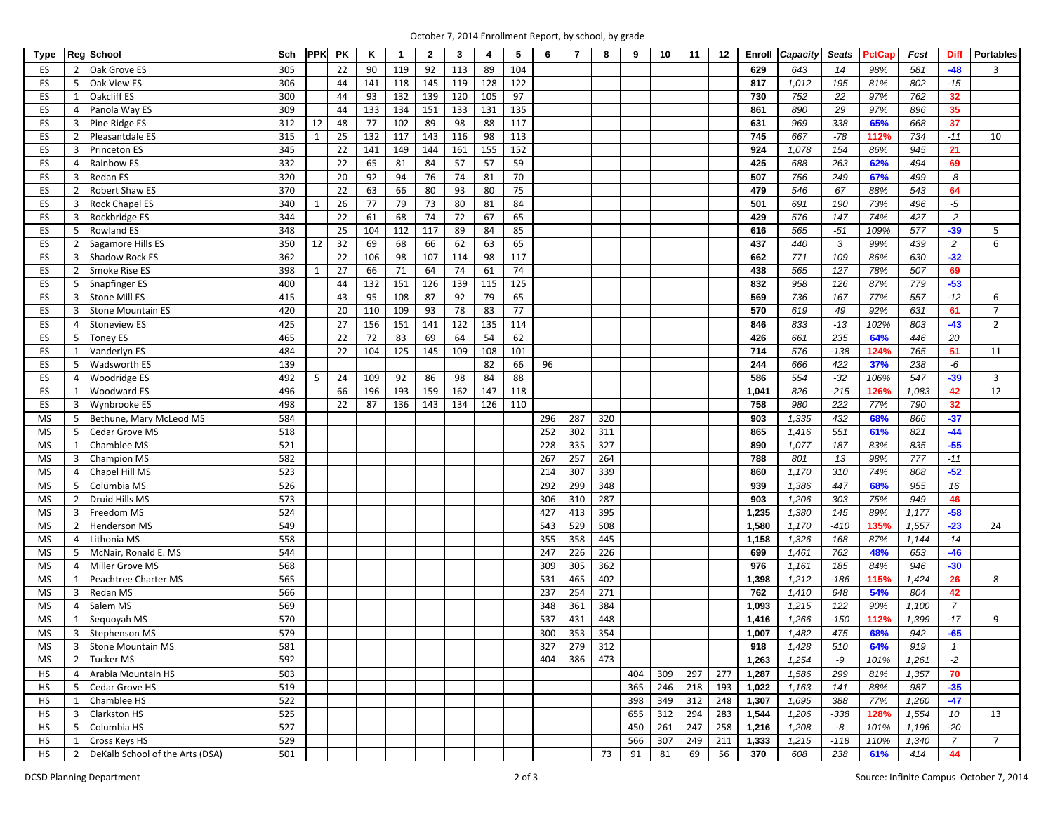October 7, 2014 Enrollment Report, by school, by grade

| Type | Reg | School | Sch | PPK | PK | K | 1 | 2 | 3 | 4 | 5 | 6 | 7 | 8 | 9 | 10 | 11 | 12 | Enroll | Capacity | Seats | PctCap | Fcst | Diff | Portables |
|---|---|---|---|---|---|---|---|---|---|---|---|---|---|---|---|---|---|---|---|---|---|---|---|---|---|
| ES | 2 | Oak Grove ES | 305 | | 22 | 90 | 119 | 92 | 113 | 89 | 104 | | | | | | | | 629 | 643 | 14 | 98% | 581 | -48 | 3 |
| ES | 5 | Oak View ES | 306 | | 44 | 141 | 118 | 145 | 119 | 128 | 122 | | | | | | | | 817 | 1,012 | 195 | 81% | 802 | -15 | |
| ES | 1 | Oakcliff ES | 300 | | 44 | 93 | 132 | 139 | 120 | 105 | 97 | | | | | | | | 730 | 752 | 22 | 97% | 762 | 32 | |
| ES | 4 | Panola Way ES | 309 | | 44 | 133 | 134 | 151 | 133 | 131 | 135 | | | | | | | | 861 | 890 | 29 | 97% | 896 | 35 | |
| ES | 3 | Pine Ridge ES | 312 | 12 | 48 | 77 | 102 | 89 | 98 | 88 | 117 | | | | | | | | 631 | 969 | 338 | 65% | 668 | 37 | |
| ES | 2 | Pleasantdale ES | 315 | 1 | 25 | 132 | 117 | 143 | 116 | 98 | 113 | | | | | | | | 745 | 667 | -78 | 112% | 734 | -11 | 10 |
| ES | 3 | Princeton ES | 345 | | 22 | 141 | 149 | 144 | 161 | 155 | 152 | | | | | | | | 924 | 1,078 | 154 | 86% | 945 | 21 | |
| ES | 4 | Rainbow ES | 332 | | 22 | 65 | 81 | 84 | 57 | 57 | 59 | | | | | | | | 425 | 688 | 263 | 62% | 494 | 69 | |
| ES | 3 | Redan ES | 320 | | 20 | 92 | 94 | 76 | 74 | 81 | 70 | | | | | | | | 507 | 756 | 249 | 67% | 499 | -8 | |
| ES | 2 | Robert Shaw ES | 370 | | 22 | 63 | 66 | 80 | 93 | 80 | 75 | | | | | | | | 479 | 546 | 67 | 88% | 543 | 64 | |
| ES | 3 | Rock Chapel ES | 340 | 1 | 26 | 77 | 79 | 73 | 80 | 81 | 84 | | | | | | | | 501 | 691 | 190 | 73% | 496 | -5 | |
| ES | 3 | Rockbridge ES | 344 | | 22 | 61 | 68 | 74 | 72 | 67 | 65 | | | | | | | | 429 | 576 | 147 | 74% | 427 | -2 | |
| ES | 5 | Rowland ES | 348 | | 25 | 104 | 112 | 117 | 89 | 84 | 85 | | | | | | | | 616 | 565 | -51 | 109% | 577 | -39 | 5 |
| ES | 2 | Sagamore Hills ES | 350 | 12 | 32 | 69 | 68 | 66 | 62 | 63 | 65 | | | | | | | | 437 | 440 | 3 | 99% | 439 | 2 | 6 |
| ES | 3 | Shadow Rock ES | 362 | | 22 | 106 | 98 | 107 | 114 | 98 | 117 | | | | | | | | 662 | 771 | 109 | 86% | 630 | -32 | |
| ES | 2 | Smoke Rise ES | 398 | 1 | 27 | 66 | 71 | 64 | 74 | 61 | 74 | | | | | | | | 438 | 565 | 127 | 78% | 507 | 69 | |
| ES | 5 | Snapfinger ES | 400 | | 44 | 132 | 151 | 126 | 139 | 115 | 125 | | | | | | | | 832 | 958 | 126 | 87% | 779 | -53 | |
| ES | 3 | Stone Mill ES | 415 | | 43 | 95 | 108 | 87 | 92 | 79 | 65 | | | | | | | | 569 | 736 | 167 | 77% | 557 | -12 | 6 |
| ES | 3 | Stone Mountain ES | 420 | | 20 | 110 | 109 | 93 | 78 | 83 | 77 | | | | | | | | 570 | 619 | 49 | 92% | 631 | 61 | 7 |
| ES | 4 | Stoneview ES | 425 | | 27 | 156 | 151 | 141 | 122 | 135 | 114 | | | | | | | | 846 | 833 | -13 | 102% | 803 | -43 | 2 |
| ES | 5 | Toney ES | 465 | | 22 | 72 | 83 | 69 | 64 | 54 | 62 | | | | | | | | 426 | 661 | 235 | 64% | 446 | 20 | |
| ES | 1 | Vanderlyn ES | 484 | | 22 | 104 | 125 | 145 | 109 | 108 | 101 | | | | | | | | 714 | 576 | -138 | 124% | 765 | 51 | 11 |
| ES | 5 | Wadsworth ES | 139 | | | | | | | 82 | 66 | 96 | | | | | | | 244 | 666 | 422 | 37% | 238 | -6 | |
| ES | 4 | Woodridge ES | 492 | 5 | 24 | 109 | 92 | 86 | 98 | 84 | 88 | | | | | | | | 586 | 554 | -32 | 106% | 547 | -39 | 3 |
| ES | 1 | Woodward ES | 496 | | 66 | 196 | 193 | 159 | 162 | 147 | 118 | | | | | | | | 1,041 | 826 | -215 | 126% | 1,083 | 42 | 12 |
| ES | 3 | Wynbrooke ES | 498 | | 22 | 87 | 136 | 143 | 134 | 126 | 110 | | | | | | | | 758 | 980 | 222 | 77% | 790 | 32 | |
| MS | 5 | Bethune, Mary McLeod MS | 584 | | | | | | | | | 296 | 287 | 320 | | | | | 903 | 1,335 | 432 | 68% | 866 | -37 | |
| MS | 5 | Cedar Grove MS | 518 | | | | | | | | | 252 | 302 | 311 | | | | | 865 | 1,416 | 551 | 61% | 821 | -44 | |
| MS | 1 | Chamblee MS | 521 | | | | | | | | | 228 | 335 | 327 | | | | | 890 | 1,077 | 187 | 83% | 835 | -55 | |
| MS | 3 | Champion MS | 582 | | | | | | | | | 267 | 257 | 264 | | | | | 788 | 801 | 13 | 98% | 777 | -11 | |
| MS | 4 | Chapel Hill MS | 523 | | | | | | | | | 214 | 307 | 339 | | | | | 860 | 1,170 | 310 | 74% | 808 | -52 | |
| MS | 5 | Columbia MS | 526 | | | | | | | | | 292 | 299 | 348 | | | | | 939 | 1,386 | 447 | 68% | 955 | 16 | |
| MS | 2 | Druid Hills MS | 573 | | | | | | | | | 306 | 310 | 287 | | | | | 903 | 1,206 | 303 | 75% | 949 | 46 | |
| MS | 3 | Freedom MS | 524 | | | | | | | | | 427 | 413 | 395 | | | | | 1,235 | 1,380 | 145 | 89% | 1,177 | -58 | |
| MS | 2 | Henderson MS | 549 | | | | | | | | | 543 | 529 | 508 | | | | | 1,580 | 1,170 | -410 | 135% | 1,557 | -23 | 24 |
| MS | 4 | Lithonia MS | 558 | | | | | | | | | 355 | 358 | 445 | | | | | 1,158 | 1,326 | 168 | 87% | 1,144 | -14 | |
| MS | 5 | McNair, Ronald E. MS | 544 | | | | | | | | | 247 | 226 | 226 | | | | | 699 | 1,461 | 762 | 48% | 653 | -46 | |
| MS | 4 | Miller Grove MS | 568 | | | | | | | | | 309 | 305 | 362 | | | | | 976 | 1,161 | 185 | 84% | 946 | -30 | |
| MS | 1 | Peachtree Charter MS | 565 | | | | | | | | | 531 | 465 | 402 | | | | | 1,398 | 1,212 | -186 | 115% | 1,424 | 26 | 8 |
| MS | 3 | Redan MS | 566 | | | | | | | | | 237 | 254 | 271 | | | | | 762 | 1,410 | 648 | 54% | 804 | 42 | |
| MS | 4 | Salem MS | 569 | | | | | | | | | 348 | 361 | 384 | | | | | 1,093 | 1,215 | 122 | 90% | 1,100 | 7 | |
| MS | 1 | Sequoyah MS | 570 | | | | | | | | | 537 | 431 | 448 | | | | | 1,416 | 1,266 | -150 | 112% | 1,399 | -17 | 9 |
| MS | 3 | Stephenson MS | 579 | | | | | | | | | 300 | 353 | 354 | | | | | 1,007 | 1,482 | 475 | 68% | 942 | -65 | |
| MS | 3 | Stone Mountain MS | 581 | | | | | | | | | 327 | 279 | 312 | | | | | 918 | 1,428 | 510 | 64% | 919 | 1 | |
| MS | 2 | Tucker MS | 592 | | | | | | | | | 404 | 386 | 473 | | | | | 1,263 | 1,254 | -9 | 101% | 1,261 | -2 | |
| HS | 4 | Arabia Mountain HS | 503 | | | | | | | | | | | | 404 | 309 | 297 | 277 | 1,287 | 1,586 | 299 | 81% | 1,357 | 70 | |
| HS | 5 | Cedar Grove HS | 519 | | | | | | | | | | | | 365 | 246 | 218 | 193 | 1,022 | 1,163 | 141 | 88% | 987 | -35 | |
| HS | 1 | Chamblee HS | 522 | | | | | | | | | | | | 398 | 349 | 312 | 248 | 1,307 | 1,695 | 388 | 77% | 1,260 | -47 | |
| HS | 3 | Clarkston HS | 525 | | | | | | | | | | | | 655 | 312 | 294 | 283 | 1,544 | 1,206 | -338 | 128% | 1,554 | 10 | 13 |
| HS | 5 | Columbia HS | 527 | | | | | | | | | | | | 450 | 261 | 247 | 258 | 1,216 | 1,208 | -8 | 101% | 1,196 | -20 | |
| HS | 1 | Cross Keys HS | 529 | | | | | | | | | | | | 566 | 307 | 249 | 211 | 1,333 | 1,215 | -118 | 110% | 1,340 | 7 | 7 |
| HS | 2 | DeKalb School of the Arts (DSA) | 501 | | | | | | | | | | | 73 | 91 | 81 | 69 | 56 | 370 | 608 | 238 | 61% | 414 | 44 | |

DCSD Planning Department

Source: Infinite Campus October 7, 2014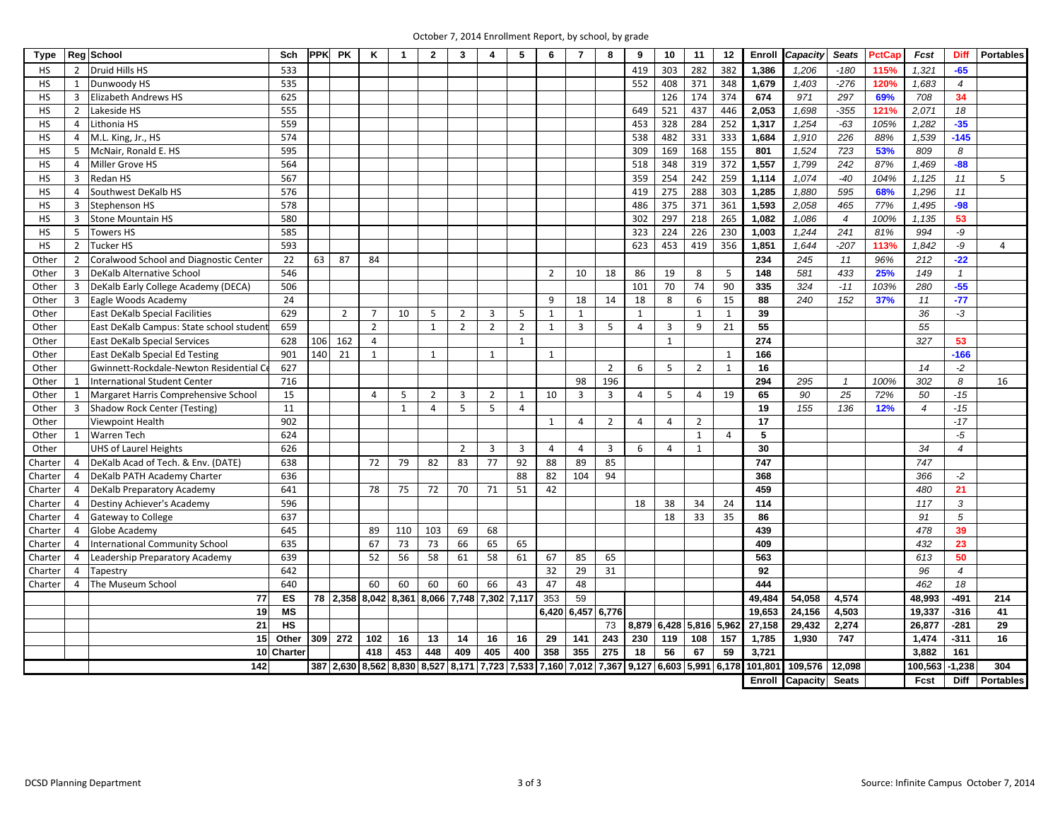October 7, 2014 Enrollment Report, by school, by grade

| Type | Reg | School | Sch | PPK | PK | K | 1 | 2 | 3 | 4 | 5 | 6 | 7 | 8 | 9 | 10 | 11 | 12 | Enroll | Capacity | Seats | PctCap | Fcst | Diff | Portables |
|---|---|---|---|---|---|---|---|---|---|---|---|---|---|---|---|---|---|---|---|---|---|---|---|---|---|
| HS | 2 | Druid Hills HS | 533 | | | | | | | | | | | | 419 | 303 | 282 | 382 | **1,386** | 1,206 | -180 | **115%** | 1,321 | **-65** | |
| HS | 1 | Dunwoody HS | 535 | | | | | | | | | | | | 552 | 408 | 371 | 348 | **1,679** | 1,403 | -276 | **120%** | 1,683 | 4 | |
| HS | 3 | Elizabeth Andrews HS | 625 | | | | | | | | | | | | | 126 | 174 | 374 | **674** | 971 | 297 | **69%** | 708 | **34** | |
| HS | 2 | Lakeside HS | 555 | | | | | | | | | | | | 649 | 521 | 437 | 446 | **2,053** | 1,698 | -355 | **121%** | 2,071 | 18 | |
| HS | 4 | Lithonia HS | 559 | | | | | | | | | | | | 453 | 328 | 284 | 252 | **1,317** | 1,254 | -63 | 105% | 1,282 | **-35** | |
| HS | 4 | M.L. King, Jr., HS | 574 | | | | | | | | | | | | 538 | 482 | 331 | 333 | **1,684** | 1,910 | 226 | 88% | 1,539 | **-145** | |
| HS | 5 | McNair, Ronald E. HS | 595 | | | | | | | | | | | | 309 | 169 | 168 | 155 | **801** | 1,524 | 723 | **53%** | 809 | 8 | |
| HS | 4 | Miller Grove HS | 564 | | | | | | | | | | | | 518 | 348 | 319 | 372 | **1,557** | 1,799 | 242 | 87% | 1,469 | **-88** | |
| HS | 3 | Redan HS | 567 | | | | | | | | | | | | 359 | 254 | 242 | 259 | **1,114** | 1,074 | -40 | 104% | 1,125 | 11 | 5 |
| HS | 4 | Southwest DeKalb HS | 576 | | | | | | | | | | | | 419 | 275 | 288 | 303 | **1,285** | 1,880 | 595 | **68%** | 1,296 | 11 | |
| HS | 3 | Stephenson HS | 578 | | | | | | | | | | | | 486 | 375 | 371 | 361 | **1,593** | 2,058 | 465 | 77% | 1,495 | **-98** | |
| HS | 3 | Stone Mountain HS | 580 | | | | | | | | | | | | 302 | 297 | 218 | 265 | **1,082** | 1,086 | 4 | 100% | 1,135 | **53** | |
| HS | 5 | Towers HS | 585 | | | | | | | | | | | | 323 | 224 | 226 | 230 | **1,003** | 1,244 | 241 | 81% | 994 | -9 | |
| HS | 2 | Tucker HS | 593 | | | | | | | | | | | | 623 | 453 | 419 | 356 | **1,851** | 1,644 | -207 | **113%** | 1,842 | -9 | 4 |
| Other | 2 | Coralwood School and Diagnostic Center | 22 | 63 | 87 | 84 | | | | | | | | | | | | | **234** | 245 | 11 | 96% | 212 | **-22** | |
| Other | 3 | DeKalb Alternative School | 546 | | | | | | | | | 2 | 10 | 18 | 86 | 19 | 8 | 5 | **148** | 581 | 433 | **25%** | 149 | 1 | |
| Other | 3 | DeKalb Early College Academy (DECA) | 506 | | | | | | | | | | | | 101 | 70 | 74 | 90 | **335** | 324 | -11 | 103% | 280 | **-55** | |
| Other | 3 | Eagle Woods Academy | 24 | | | | | | | | | 9 | 18 | 14 | 18 | 8 | 6 | 15 | **88** | 240 | 152 | **37%** | 11 | **-77** | |
| Other | | East DeKalb Special Facilities | 629 | | 2 | 7 | 10 | 5 | 2 | 3 | 5 | 1 | 1 | | 1 | | 1 | 1 | **39** | | | | 36 | -3 | |
| Other | | East DeKalb Campus: State school student | 659 | | | 2 | | 1 | 2 | 2 | 2 | 1 | 3 | 5 | 4 | 3 | 9 | 21 | **55** | | | | 55 | | |
| Other | | East DeKalb Special Services | 628 | 106 | 162 | 4 | | | | | 1 | | | | | 1 | | | **274** | | | | 327 | **53** | |
| Other | | East DeKalb Special Ed Testing | 901 | 140 | 21 | 1 | | 1 | | 1 | | 1 | | | | | | 1 | **166** | | | | | **-166** | |
| Other | | Gwinnett-Rockdale-Newton Residential Ce | 627 | | | | | | | | | | | 2 | 6 | 5 | 2 | 1 | **16** | | | | 14 | -2 | |
| Other | 1 | International Student Center | 716 | | | | | | | | | | 98 | 196 | | | | | **294** | 295 | 1 | 100% | 302 | 8 | 16 |
| Other | 1 | Margaret Harris Comprehensive School | 15 | | | 4 | 5 | 2 | 3 | 2 | 1 | 10 | 3 | 3 | 4 | 5 | 4 | 19 | **65** | 90 | 25 | 72% | 50 | -15 | |
| Other | 3 | Shadow Rock Center (Testing) | 11 | | | | 1 | 4 | 5 | 5 | 4 | | | | | | | | **19** | 155 | 136 | **12%** | 4 | -15 | |
| Other | | Viewpoint Health | 902 | | | | | | | | | 1 | 4 | 2 | 4 | 4 | 2 | | **17** | | | | | -17 | |
| Other | 1 | Warren Tech | 624 | | | | | | | | | | | | | | 1 | 4 | **5** | | | | | -5 | |
| Other | | UHS of Laurel Heights | 626 | | | | | | 2 | 3 | 3 | 4 | 4 | 3 | 6 | 4 | 1 | | **30** | | | | 34 | 4 | |
| Charter | 4 | DeKalb Acad of Tech. & Env. (DATE) | 638 | | | 72 | 79 | 82 | 83 | 77 | 92 | 88 | 89 | 85 | | | | | **747** | | | | 747 | | |
| Charter | 4 | DeKalb PATH Academy Charter | 636 | | | | | | | | 88 | 82 | 104 | 94 | | | | | **368** | | | | 366 | -2 | |
| Charter | 4 | DeKalb Preparatory Academy | 641 | | | 78 | 75 | 72 | 70 | 71 | 51 | 42 | | | | | | | **459** | | | | 480 | **21** | |
| Charter | 4 | Destiny Achiever's Academy | 596 | | | | | | | | | | | | 18 | 38 | 34 | 24 | **114** | | | | 117 | 3 | |
| Charter | 4 | Gateway to College | 637 | | | | | | | | | | | | | 18 | 33 | 35 | **86** | | | | 91 | 5 | |
| Charter | 4 | Globe Academy | 645 | | | 89 | 110 | 103 | 69 | 68 | | | | | | | | | **439** | | | | 478 | **39** | |
| Charter | 4 | International Community School | 635 | | | 67 | 73 | 73 | 66 | 65 | 65 | | | | | | | | **409** | | | | 432 | **23** | |
| Charter | 4 | Leadership Preparatory Academy | 639 | | | 52 | 56 | 58 | 61 | 58 | 61 | 67 | 85 | 65 | | | | | **563** | | | | 613 | **50** | |
| Charter | 4 | Tapestry | 642 | | | | | | | | | 32 | 29 | 31 | | | | | **92** | | | | 96 | 4 | |
| Charter | 4 | The Museum School | 640 | | | 60 | 60 | 60 | 60 | 66 | 43 | 47 | 48 | | | | | | **444** | | | | 462 | 18 | |
| | | **77** | **ES** | **78** | **2,358** | **8,042** | **8,361** | **8,066** | **7,748** | **7,302** | **7,117** | 353 | 59 | | | | | | **49,484** | **54,058** | **4,574** | | **48,993** | **-491** | **214** |
| | | **19** | **MS** | | | | | | | | | **6,420** | **6,457** | **6,776** | | | | | **19,653** | **24,156** | **4,503** | | **19,337** | **-316** | **41** |
| | | **21** | **HS** | | | | | | | | | | | 73 | **8,879** | **6,428** | **5,816** | **5,962** | **27,158** | **29,432** | **2,274** | | **26,877** | **-281** | **29** |
| | | **15** | **Other** | **309** | **272** | **102** | **16** | **13** | **14** | **16** | **16** | **29** | **141** | **243** | **230** | **119** | **108** | **157** | **1,785** | **1,930** | **747** | | **1,474** | **-311** | **16** |
| | | **10** | **Charter** | | | **418** | **453** | **448** | **409** | **405** | **400** | **358** | **355** | **275** | **18** | **56** | **67** | **59** | **3,721** | | | | **3,882** | **161** | |
| | | **142** | | **387** | **2,630** | **8,562** | **8,830** | **8,527** | **8,171** | **7,723** | **7,533** | **7,160** | **7,012** | **7,367** | **9,127** | **6,603** | **5,991** | **6,178** | **101,801** | **109,576** | **12,098** | | **100,563** | **-1,238** | **304** |
| | | | | | | | | | | | | | | | | | | | **Enroll** | **Capacity** | **Seats** | | **Fcst** | **Diff** | **Portables** |